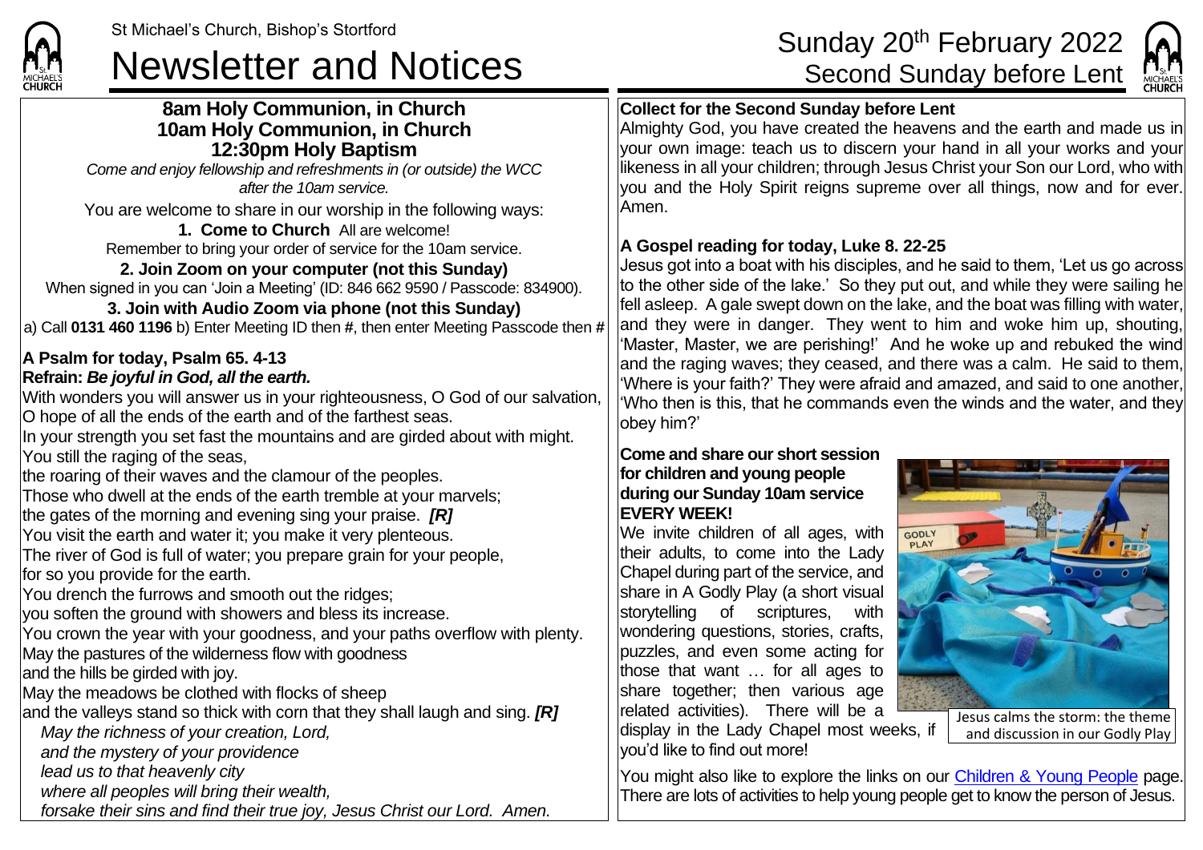St Michael's Church, Bishop's Stortford

# Newsletter and Notices

## Sunday 20th February 2022
## Second Sunday before Lent

**8am Holy Communion, in Church**
**10am Holy Communion, in Church**
**12:30pm Holy Baptism**

*Come and enjoy fellowship and refreshments in (or outside) the WCC after the 10am service.*

You are welcome to share in our worship in the following ways:

**1. Come to Church** All are welcome!
Remember to bring your order of service for the 10am service.

**2. Join Zoom on your computer (not this Sunday)**
When signed in you can 'Join a Meeting' (ID: 846 662 9590 / Passcode: 834900).

**3. Join with Audio Zoom via phone (not this Sunday)**
a) Call **0131 460 1196** b) Enter Meeting ID then **#**, then enter Meeting Passcode then **#**

**A Psalm for today, Psalm 65. 4-13**
**Refrain:** ***Be joyful in God, all the earth.***

With wonders you will answer us in your righteousness, O God of our salvation,
O hope of all the ends of the earth and of the farthest seas.
In your strength you set fast the mountains and are girded about with might.
You still the raging of the seas,
the roaring of their waves and the clamour of the peoples.
Those who dwell at the ends of the earth tremble at your marvels;
the gates of the morning and evening sing your praise. ***[R]***
You visit the earth and water it; you make it very plenteous.
The river of God is full of water; you prepare grain for your people,
for so you provide for the earth.
You drench the furrows and smooth out the ridges;
you soften the ground with showers and bless its increase.
You crown the year with your goodness, and your paths overflow with plenty.
May the pastures of the wilderness flow with goodness
and the hills be girded with joy.
May the meadows be clothed with flocks of sheep
and the valleys stand so thick with corn that they shall laugh and sing. ***[R]***

*May the richness of your creation, Lord,*
*and the mystery of your providence*
*lead us to that heavenly city*
*where all peoples will bring their wealth,*
*forsake their sins and find their true joy, Jesus Christ our Lord. Amen.*

**Collect for the Second Sunday before Lent**

Almighty God, you have created the heavens and the earth and made us in your own image: teach us to discern your hand in all your works and your likeness in all your children; through Jesus Christ your Son our Lord, who with you and the Holy Spirit reigns supreme over all things, now and for ever. Amen.

**A Gospel reading for today, Luke 8. 22-25**

Jesus got into a boat with his disciples, and he said to them, 'Let us go across to the other side of the lake.' So they put out, and while they were sailing he fell asleep. A gale swept down on the lake, and the boat was filling with water, and they were in danger. They went to him and woke him up, shouting, 'Master, Master, we are perishing!' And he woke up and rebuked the wind and the raging waves; they ceased, and there was a calm. He said to them, 'Where is your faith?' They were afraid and amazed, and said to one another, 'Who then is this, that he commands even the winds and the water, and they obey him?'

**Come and share our short session for children and young people during our Sunday 10am service EVERY WEEK!**

We invite children of all ages, with their adults, to come into the Lady Chapel during part of the service, and share in A Godly Play (a short visual storytelling of scriptures, with wondering questions, stories, crafts, puzzles, and even some acting for those that want … for all ages to share together; then various age related activities). There will be a display in the Lady Chapel most weeks, if you'd like to find out more!

Jesus calms the storm: the theme and discussion in our Godly Play

You might also like to explore the links on our Children & Young People page. There are lots of activities to help young people get to know the person of Jesus.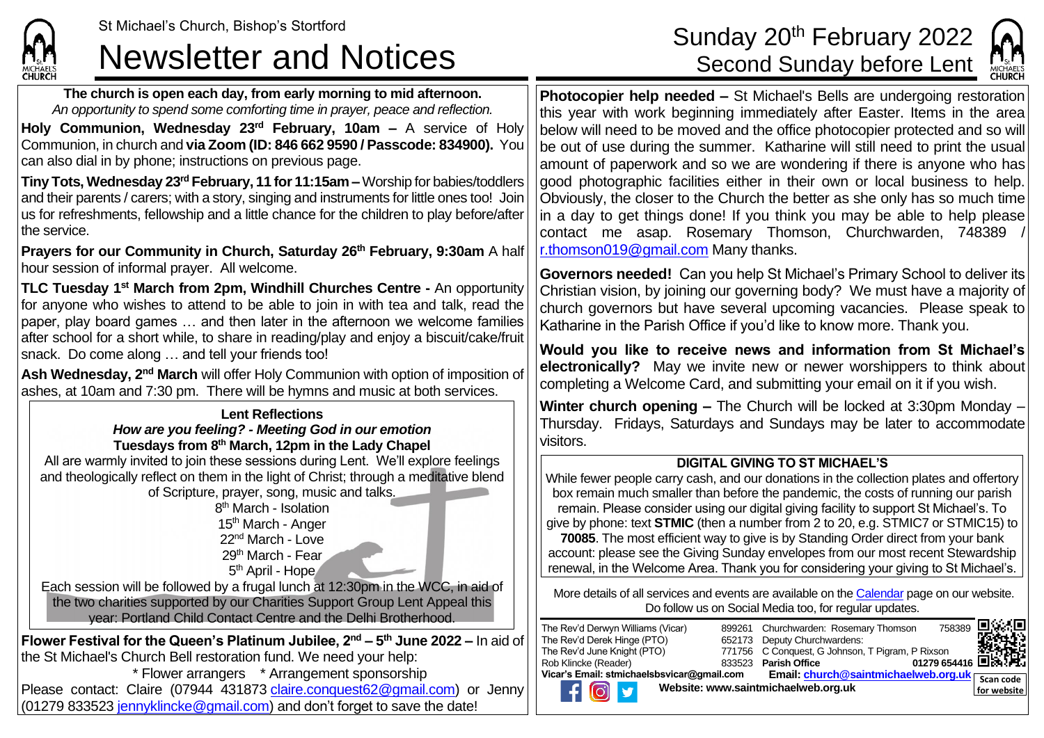St Michael's Church, Bishop's Stortford

# Newsletter and Notices

## Sunday 20th February 2022
### Second Sunday before Lent

**The church is open each day, from early morning to mid afternoon.**
*An opportunity to spend some comforting time in prayer, peace and reflection.*

**Holy Communion, Wednesday 23rd February, 10am –** A service of Holy Communion, in church and **via Zoom (ID: 846 662 9590 / Passcode: 834900).** You can also dial in by phone; instructions on previous page.

**Tiny Tots, Wednesday 23rd February, 11 for 11:15am –** Worship for babies/toddlers and their parents / carers; with a story, singing and instruments for little ones too! Join us for refreshments, fellowship and a little chance for the children to play before/after the service.

**Prayers for our Community in Church, Saturday 26th February, 9:30am** A half hour session of informal prayer. All welcome.

**TLC Tuesday 1st March from 2pm, Windhill Churches Centre -** An opportunity for anyone who wishes to attend to be able to join in with tea and talk, read the paper, play board games … and then later in the afternoon we welcome families after school for a short while, to share in reading/play and enjoy a biscuit/cake/fruit snack. Do come along … and tell your friends too!

**Ash Wednesday, 2nd March** will offer Holy Communion with option of imposition of ashes, at 10am and 7:30 pm. There will be hymns and music at both services.

**Lent Reflections**
***How are you feeling? - Meeting God in our emotion***
**Tuesdays from 8th March, 12pm in the Lady Chapel**

All are warmly invited to join these sessions during Lent. We'll explore feelings and theologically reflect on them in the light of Christ; through a meditative blend of Scripture, prayer, song, music and talks.

8th March - Isolation
15th March - Anger
22nd March - Love
29th March - Fear
5th April - Hope

Each session will be followed by a frugal lunch at 12:30pm in the WCC, in aid of the two charities supported by our Charities Support Group Lent Appeal this year: Portland Child Contact Centre and the Delhi Brotherhood.

**Flower Festival for the Queen's Platinum Jubilee, 2nd – 5th June 2022 –** In aid of the St Michael's Church Bell restoration fund. We need your help:
* Flower arrangers * Arrangement sponsorship

Please contact: Claire (07944 431873 claire.conquest62@gmail.com) or Jenny (01279 833523 jennyklincke@gmail.com) and don't forget to save the date!

**Photocopier help needed –** St Michael's Bells are undergoing restoration this year with work beginning immediately after Easter. Items in the area below will need to be moved and the office photocopier protected and so will be out of use during the summer. Katharine will still need to print the usual amount of paperwork and so we are wondering if there is anyone who has good photographic facilities either in their own or local business to help. Obviously, the closer to the Church the better as she only has so much time in a day to get things done! If you think you may be able to help please contact me asap. Rosemary Thomson, Churchwarden, 748389 / r.thomson019@gmail.com Many thanks.

**Governors needed!** Can you help St Michael's Primary School to deliver its Christian vision, by joining our governing body? We must have a majority of church governors but have several upcoming vacancies. Please speak to Katharine in the Parish Office if you'd like to know more. Thank you.

**Would you like to receive news and information from St Michael's electronically?** May we invite new or newer worshippers to think about completing a Welcome Card, and submitting your email on it if you wish.

**Winter church opening –** The Church will be locked at 3:30pm Monday – Thursday. Fridays, Saturdays and Sundays may be later to accommodate visitors.

**DIGITAL GIVING TO ST MICHAEL'S**

While fewer people carry cash, and our donations in the collection plates and offertory box remain much smaller than before the pandemic, the costs of running our parish remain. Please consider using our digital giving facility to support St Michael's. To give by phone: text **STMIC** (then a number from 2 to 20, e.g. STMIC7 or STMIC15) to **70085**. The most efficient way to give is by Standing Order direct from your bank account: please see the Giving Sunday envelopes from our most recent Stewardship renewal, in the Welcome Area. Thank you for considering your giving to St Michael's.

More details of all services and events are available on the Calendar page on our website. Do follow us on Social Media too, for regular updates.

| | | | |
|---|---|---|---|
| The Rev'd Derwyn Williams (Vicar) | 899261 | Churchwarden: Rosemary Thomson | 758389 |
| The Rev'd Derek Hinge (PTO) | 652173 | Deputy Churchwardens: | |
| The Rev'd June Knight (PTO) | 771756 | C Conquest, G Johnson, T Pigram, P Rixson | |
| Rob Klincke (Reader) | 833523 | **Parish Office** | **01279 654416** |

**Vicar's Email: stmichaelsbsvicar@gmail.com** **Email: church@saintmichaelweb.org.uk**

**Website: www.saintmichaelweb.org.uk**

Scan code for website